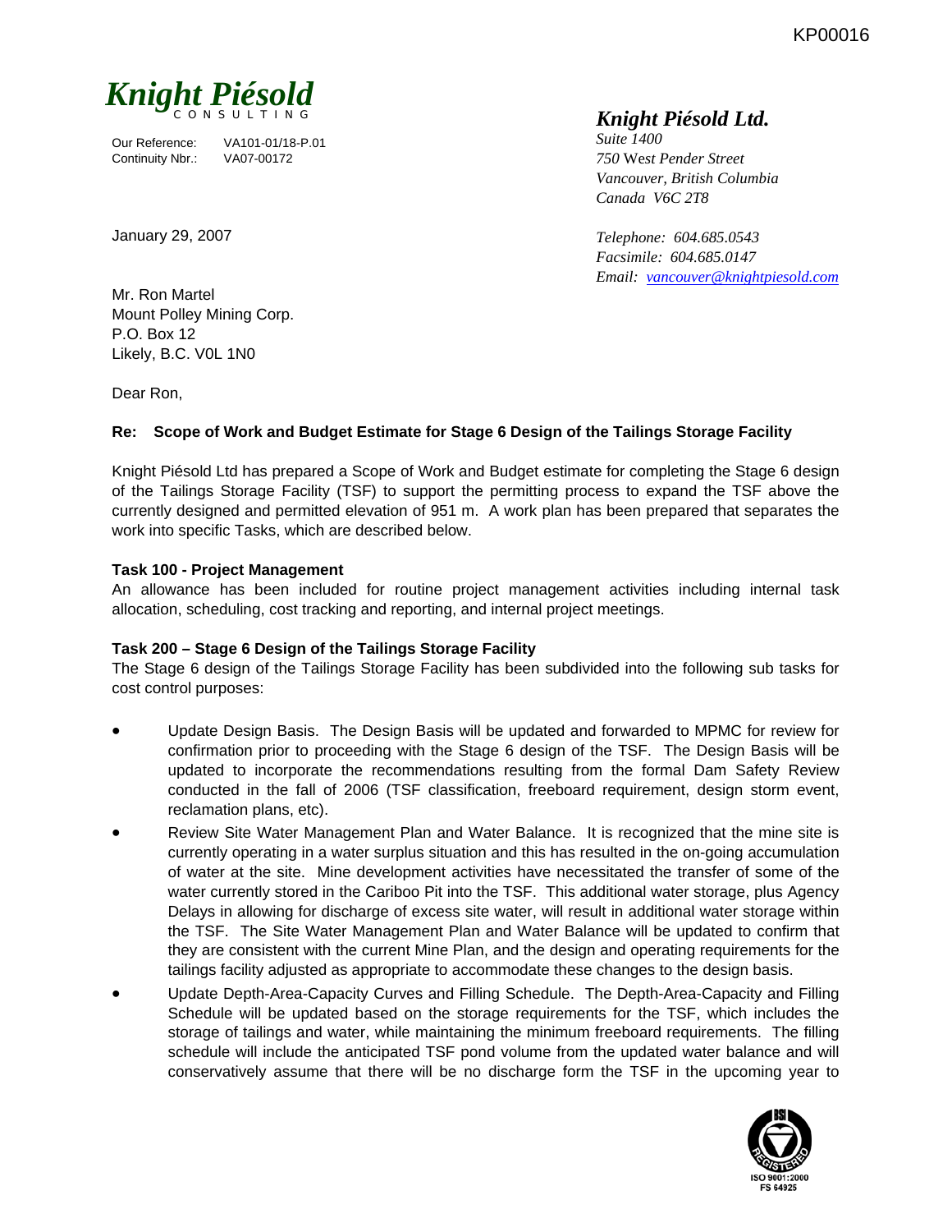KP00016

**Knight Piésold**
CONSULTING

Our Reference: VA101-01/18-P.01
Continuity Nbr.: VA07-00172

***Knight Piésold Ltd.***
*Suite 1400*
*750 West Pender Street*
*Vancouver, British Columbia*
*Canada V6C 2T8*

*Telephone: 604.685.0543*
*Facsimile: 604.685.0147*
*Email: vancouver@knightpiesold.com*

January 29, 2007

Mr. Ron Martel
Mount Polley Mining Corp.
P.O. Box 12
Likely, B.C. V0L 1N0

Dear Ron,

**Re: Scope of Work and Budget Estimate for Stage 6 Design of the Tailings Storage Facility**

Knight Piésold Ltd has prepared a Scope of Work and Budget estimate for completing the Stage 6 design of the Tailings Storage Facility (TSF) to support the permitting process to expand the TSF above the currently designed and permitted elevation of 951 m. A work plan has been prepared that separates the work into specific Tasks, which are described below.

**Task 100 - Project Management**
An allowance has been included for routine project management activities including internal task allocation, scheduling, cost tracking and reporting, and internal project meetings.

**Task 200 – Stage 6 Design of the Tailings Storage Facility**
The Stage 6 design of the Tailings Storage Facility has been subdivided into the following sub tasks for cost control purposes:

- Update Design Basis. The Design Basis will be updated and forwarded to MPMC for review for confirmation prior to proceeding with the Stage 6 design of the TSF. The Design Basis will be updated to incorporate the recommendations resulting from the formal Dam Safety Review conducted in the fall of 2006 (TSF classification, freeboard requirement, design storm event, reclamation plans, etc).
- Review Site Water Management Plan and Water Balance. It is recognized that the mine site is currently operating in a water surplus situation and this has resulted in the on-going accumulation of water at the site. Mine development activities have necessitated the transfer of some of the water currently stored in the Cariboo Pit into the TSF. This additional water storage, plus Agency Delays in allowing for discharge of excess site water, will result in additional water storage within the TSF. The Site Water Management Plan and Water Balance will be updated to confirm that they are consistent with the current Mine Plan, and the design and operating requirements for the tailings facility adjusted as appropriate to accommodate these changes to the design basis.
- Update Depth-Area-Capacity Curves and Filling Schedule. The Depth-Area-Capacity and Filling Schedule will be updated based on the storage requirements for the TSF, which includes the storage of tailings and water, while maintaining the minimum freeboard requirements. The filling schedule will include the anticipated TSF pond volume from the updated water balance and will conservatively assume that there will be no discharge form the TSF in the upcoming year to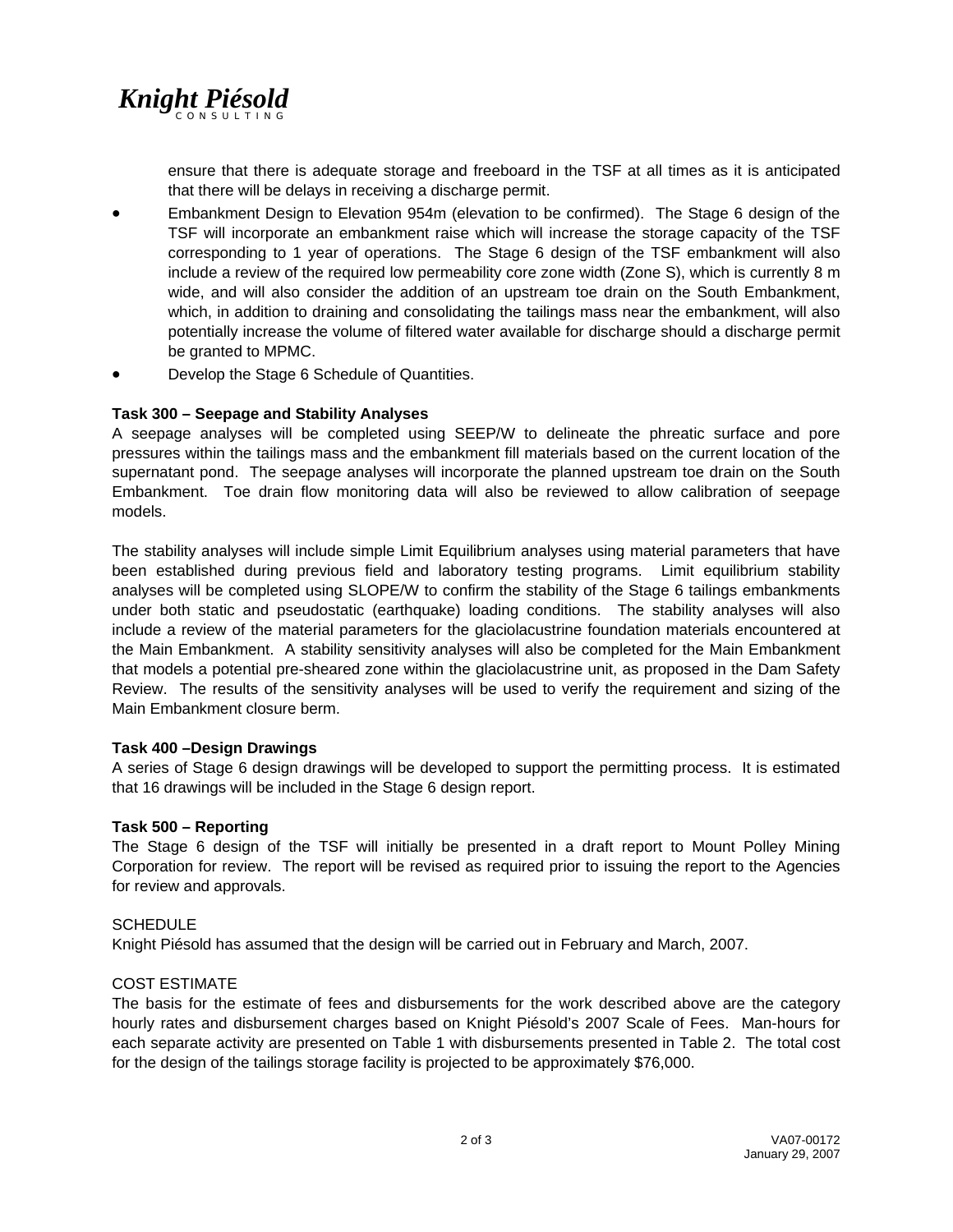ensure that there is adequate storage and freeboard in the TSF at all times as it is anticipated that there will be delays in receiving a discharge permit.

- Embankment Design to Elevation 954m (elevation to be confirmed). The Stage 6 design of the TSF will incorporate an embankment raise which will increase the storage capacity of the TSF corresponding to 1 year of operations. The Stage 6 design of the TSF embankment will also include a review of the required low permeability core zone width (Zone S), which is currently 8 m wide, and will also consider the addition of an upstream toe drain on the South Embankment, which, in addition to draining and consolidating the tailings mass near the embankment, will also potentially increase the volume of filtered water available for discharge should a discharge permit be granted to MPMC.
- Develop the Stage 6 Schedule of Quantities.

**Task 300 – Seepage and Stability Analyses**

A seepage analyses will be completed using SEEP/W to delineate the phreatic surface and pore pressures within the tailings mass and the embankment fill materials based on the current location of the supernatant pond. The seepage analyses will incorporate the planned upstream toe drain on the South Embankment. Toe drain flow monitoring data will also be reviewed to allow calibration of seepage models.

The stability analyses will include simple Limit Equilibrium analyses using material parameters that have been established during previous field and laboratory testing programs. Limit equilibrium stability analyses will be completed using SLOPE/W to confirm the stability of the Stage 6 tailings embankments under both static and pseudostatic (earthquake) loading conditions. The stability analyses will also include a review of the material parameters for the glaciolacustrine foundation materials encountered at the Main Embankment. A stability sensitivity analyses will also be completed for the Main Embankment that models a potential pre-sheared zone within the glaciolacustrine unit, as proposed in the Dam Safety Review. The results of the sensitivity analyses will be used to verify the requirement and sizing of the Main Embankment closure berm.

**Task 400 –Design Drawings**

A series of Stage 6 design drawings will be developed to support the permitting process. It is estimated that 16 drawings will be included in the Stage 6 design report.

**Task 500 – Reporting**

The Stage 6 design of the TSF will initially be presented in a draft report to Mount Polley Mining Corporation for review. The report will be revised as required prior to issuing the report to the Agencies for review and approvals.

SCHEDULE

Knight Piésold has assumed that the design will be carried out in February and March, 2007.

COST ESTIMATE

The basis for the estimate of fees and disbursements for the work described above are the category hourly rates and disbursement charges based on Knight Piésold's 2007 Scale of Fees. Man-hours for each separate activity are presented on Table 1 with disbursements presented in Table 2. The total cost for the design of the tailings storage facility is projected to be approximately $76,000.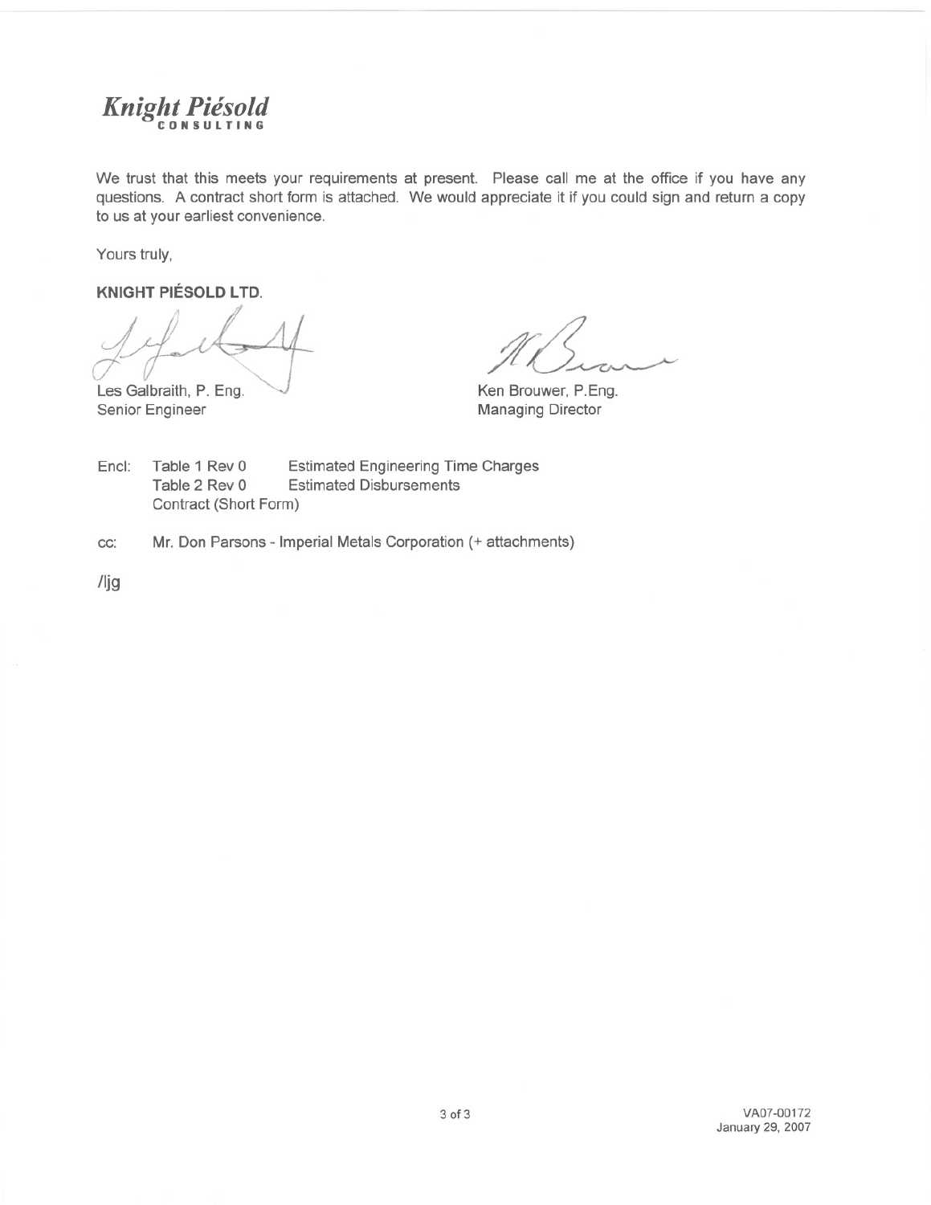*Knight Piésold*
CONSULTING

We trust that this meets your requirements at present. Please call me at the office if you have any questions. A contract short form is attached. We would appreciate it if you could sign and return a copy to us at your earliest convenience.

Yours truly,

**KNIGHT PIÉSOLD LTD.**

Les Galbraith, P. Eng.
Senior Engineer

Ken Brouwer, P.Eng.
Managing Director

Encl: Table 1 Rev 0 Estimated Engineering Time Charges
Table 2 Rev 0 Estimated Disbursements
Contract (Short Form)

cc: Mr. Don Parsons - Imperial Metals Corporation (+ attachments)

/ljg

VA07-00172
January 29, 2007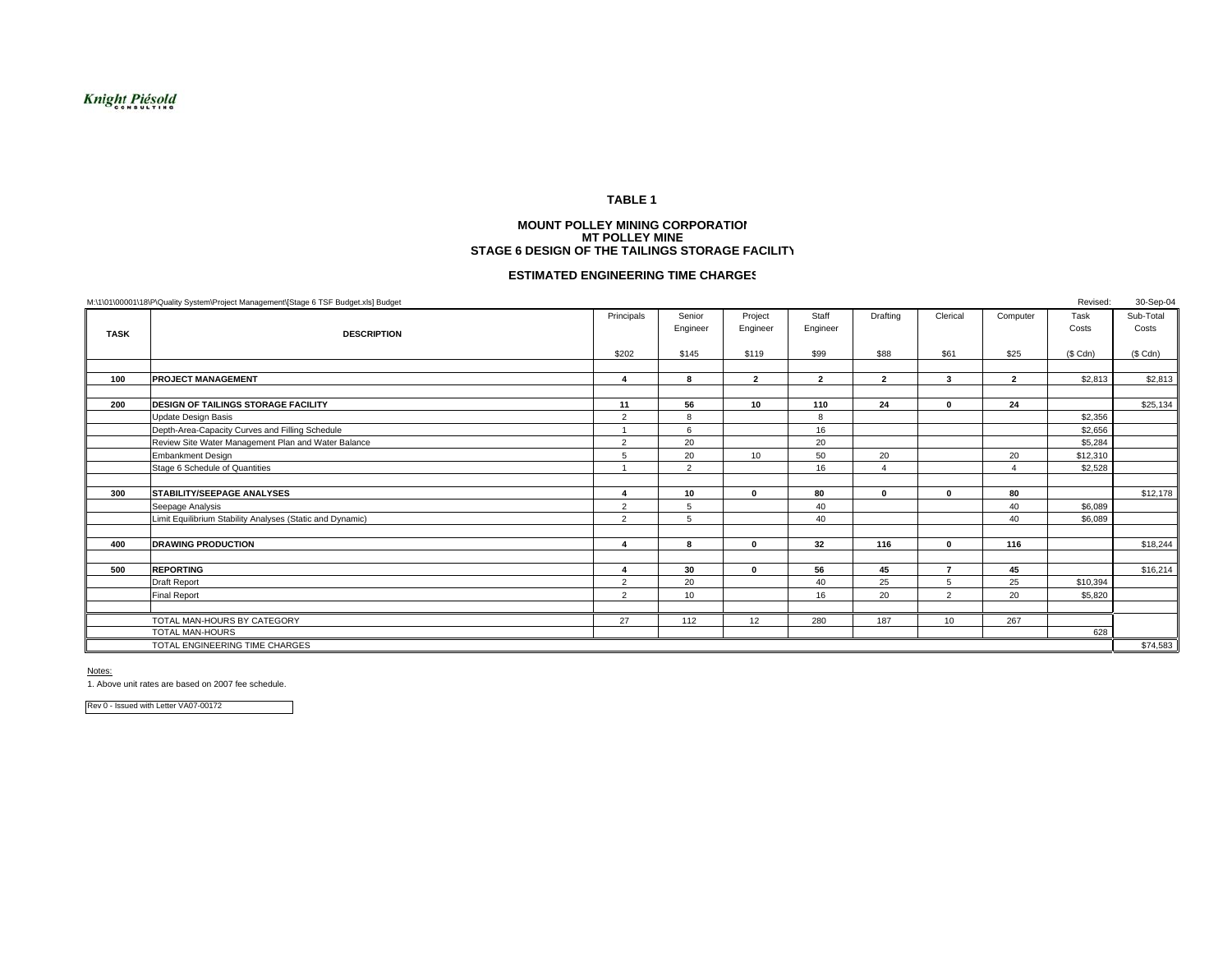Knight Piésold CONSULTING

**TABLE 1**

**MOUNT POLLEY MINING CORPORATION**
**MT POLLEY MINE**
**STAGE 6 DESIGN OF THE TAILINGS STORAGE FACILITY**

**ESTIMATED ENGINEERING TIME CHARGES**

M:\1\01\00001\18\P\Quality System\Project Management\[Stage 6 TSF Budget.xls] Budget — Revised: 30-Sep-04

| TASK | DESCRIPTION | Principals | Senior Engineer | Project Engineer | Staff Engineer | Drafting | Clerical | Computer | Task Costs | Sub-Total Costs |
|---|---|---|---|---|---|---|---|---|---|---|
| | | $202 | $145 | $119 | $99 | $88 | $61 | $25 | ($ Cdn) | ($ Cdn) |
| **100** | **PROJECT MANAGEMENT** | **4** | **8** | **2** | **2** | **2** | **3** | **2** | $2,813 | $2,813 |
| **200** | **DESIGN OF TAILINGS STORAGE FACILITY** | **11** | **56** | **10** | **110** | **24** | **0** | **24** | | $25,134 |
| | Update Design Basis | 2 | 8 | | 8 | | | | $2,356 | |
| | Depth-Area-Capacity Curves and Filling Schedule | 1 | 6 | | 16 | | | | $2,656 | |
| | Review Site Water Management Plan and Water Balance | 2 | 20 | | 20 | | | | $5,284 | |
| | Embankment Design | 5 | 20 | 10 | 50 | 20 | | 20 | $12,310 | |
| | Stage 6 Schedule of Quantities | 1 | 2 | | 16 | 4 | | 4 | $2,528 | |
| **300** | **STABILITY/SEEPAGE ANALYSES** | **4** | **10** | **0** | **80** | **0** | **0** | **80** | | $12,178 |
| | Seepage Analysis | 2 | 5 | | 40 | | | 40 | $6,089 | |
| | Limit Equilibrium Stability Analyses (Static and Dynamic) | 2 | 5 | | 40 | | | 40 | $6,089 | |
| **400** | **DRAWING PRODUCTION** | **4** | **8** | **0** | **32** | **116** | **0** | **116** | | $18,244 |
| **500** | **REPORTING** | **4** | **30** | **0** | **56** | **45** | **7** | **45** | | $16,214 |
| | Draft Report | 2 | 20 | | 40 | 25 | 5 | 25 | $10,394 | |
| | Final Report | 2 | 10 | | 16 | 20 | 2 | 20 | $5,820 | |
| | TOTAL MAN-HOURS BY CATEGORY | 27 | 112 | 12 | 280 | 187 | 10 | 267 | | |
| | TOTAL MAN-HOURS | | | | | | | | 628 | |
| | TOTAL ENGINEERING TIME CHARGES | | | | | | | | | $74,583 |

Notes:

1. Above unit rates are based on 2007 fee schedule.

Rev 0 - Issued with Letter VA07-00172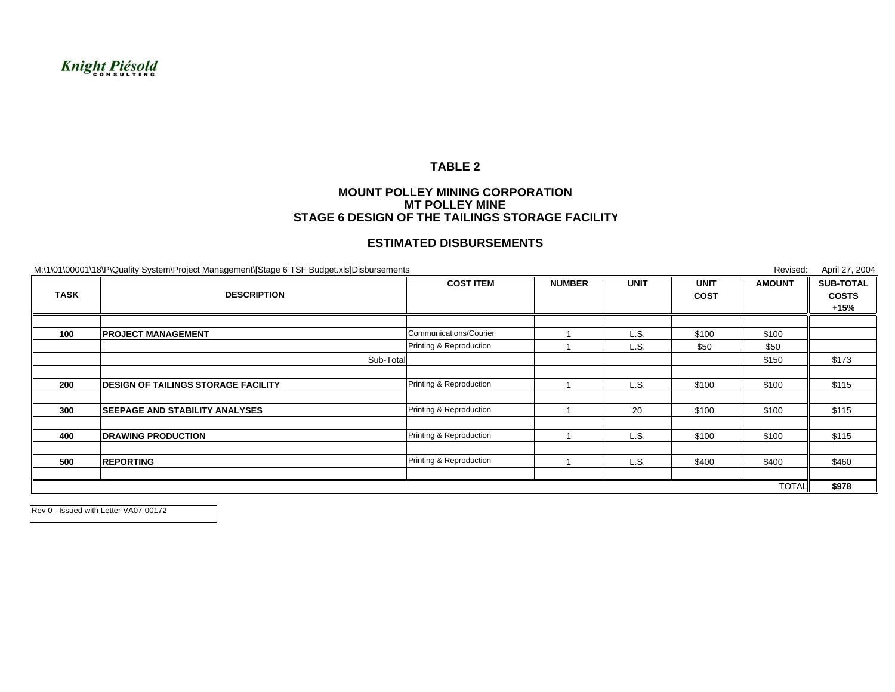Knight Piésold CONSULTING

# TABLE 2

## MOUNT POLLEY MINING CORPORATION
## MT POLLEY MINE
## STAGE 6 DESIGN OF THE TAILINGS STORAGE FACILITY

## ESTIMATED DISBURSEMENTS

M:\1\01\00001\18\P\Quality System\Project Management\[Stage 6 TSF Budget.xls]Disbursements

Revised: April 27, 2004

| TASK | DESCRIPTION | COST ITEM | NUMBER | UNIT | UNIT COST | AMOUNT | SUB-TOTAL COSTS +15% |
|---|---|---|---|---|---|---|---|
| | | | | | | | |
| **100** | **PROJECT MANAGEMENT** | Communications/Courier | 1 | L.S. | $100 | $100 | |
| | | Printing & Reproduction | 1 | L.S. | $50 | $50 | |
| | Sub-Total | | | | | $150 | $173 |
| | | | | | | | |
| **200** | **DESIGN OF TAILINGS STORAGE FACILITY** | Printing & Reproduction | 1 | L.S. | $100 | $100 | $115 |
| | | | | | | | |
| **300** | **SEEPAGE AND STABILITY ANALYSES** | Printing & Reproduction | 1 | 20 | $100 | $100 | $115 |
| | | | | | | | |
| **400** | **DRAWING PRODUCTION** | Printing & Reproduction | 1 | L.S. | $100 | $100 | $115 |
| | | | | | | | |
| **500** | **REPORTING** | Printing & Reproduction | 1 | L.S. | $400 | $400 | $460 |
| | | | | | | | |
| | | | | | | TOTAL | **$978** |

Rev 0 - Issued with Letter VA07-00172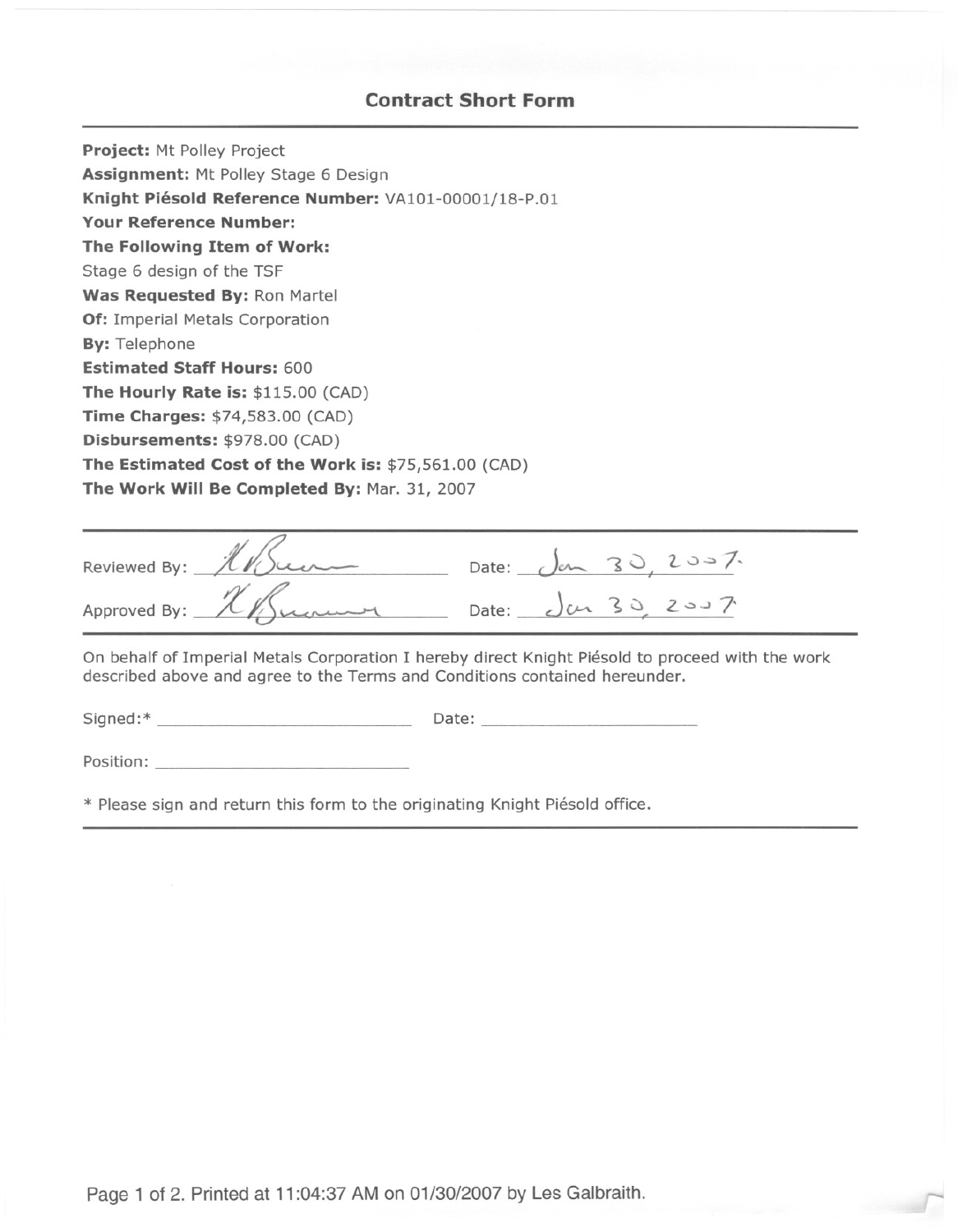## Contract Short Form

**Project:** Mt Polley Project
**Assignment:** Mt Polley Stage 6 Design
**Knight Piésold Reference Number:** VA101-00001/18-P.01
**Your Reference Number:**
**The Following Item of Work:**
Stage 6 design of the TSF
**Was Requested By:** Ron Martel
**Of:** Imperial Metals Corporation
**By:** Telephone
**Estimated Staff Hours:** 600
**The Hourly Rate is:** $115.00 (CAD)
**Time Charges:** $74,583.00 (CAD)
**Disbursements:** $978.00 (CAD)
**The Estimated Cost of the Work is:** $75,561.00 (CAD)
**The Work Will Be Completed By:** Mar. 31, 2007

---

Reviewed By: K. Brouwer Date: Jan 30, 2007.

Approved By: K. Brouwer Date: Jan 30, 2007.

---

On behalf of Imperial Metals Corporation I hereby direct Knight Piésold to proceed with the work described above and agree to the Terms and Conditions contained hereunder.

Signed:* ______________________ Date: ______________________

Position: ______________________

* Please sign and return this form to the originating Knight Piésold office.

---

Printed at 11:04:37 AM on 01/30/2007 by Les Galbraith.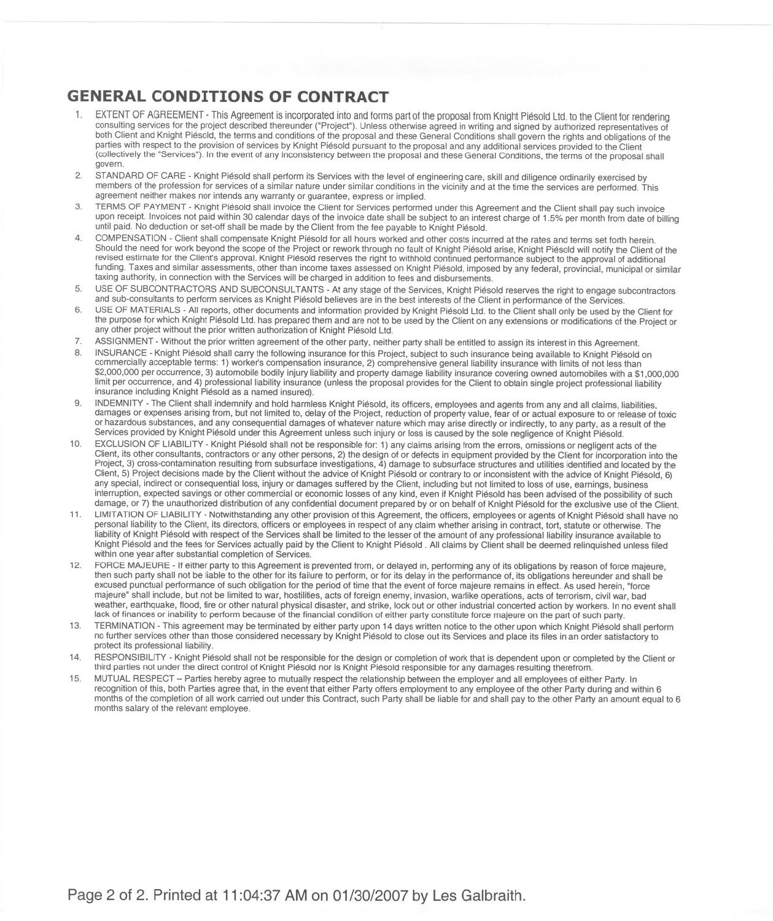## GENERAL CONDITIONS OF CONTRACT

1. EXTENT OF AGREEMENT - This Agreement is incorporated into and forms part of the proposal from Knight Piésold Ltd. to the Client for rendering consulting services for the project described thereunder ("Project"). Unless otherwise agreed in writing and signed by authorized representatives of both Client and Knight Piésold, the terms and conditions of the proposal and these General Conditions shall govern the rights and obligations of the parties with respect to the provision of services by Knight Piésold pursuant to the proposal and any additional services provided to the Client (collectively the "Services"). In the event of any inconsistency between the proposal and these General Conditions, the terms of the proposal shall govern.
2. STANDARD OF CARE - Knight Piésold shall perform its Services with the level of engineering care, skill and diligence ordinarily exercised by members of the profession for services of a similar nature under similar conditions in the vicinity and at the time the services are performed. This agreement neither makes nor intends any warranty or guarantee, express or implied.
3. TERMS OF PAYMENT - Knight Piésold shall invoice the Client for Services performed under this Agreement and the Client shall pay such invoice upon receipt. Invoices not paid within 30 calendar days of the invoice date shall be subject to an interest charge of 1.5% per month from date of billing until paid. No deduction or set-off shall be made by the Client from the fee payable to Knight Piésold.
4. COMPENSATION - Client shall compensate Knight Piésold for all hours worked and other costs incurred at the rates and terms set forth herein. Should the need for work beyond the scope of the Project or rework through no fault of Knight Piésold arise, Knight Piésold will notify the Client of the revised estimate for the Client's approval. Knight Piésold reserves the right to withhold continued performance subject to the approval of additional funding. Taxes and similar assessments, other than income taxes assessed on Knight Piésold, imposed by any federal, provincial, municipal or similar taxing authority, in connection with the Services will be charged in addition to fees and disbursements.
5. USE OF SUBCONTRACTORS AND SUBCONSULTANTS - At any stage of the Services, Knight Piésold reserves the right to engage subcontractors and sub-consultants to perform services as Knight Piésold believes are in the best interests of the Client in performance of the Services.
6. USE OF MATERIALS - All reports, other documents and information provided by Knight Piésold Ltd. to the Client shall only be used by the Client for the purpose for which Knight Piésold Ltd. has prepared them and are not to be used by the Client on any extensions or modifications of the Project or any other project without the prior written authorization of Knight Piésold Ltd.
7. ASSIGNMENT - Without the prior written agreement of the other party, neither party shall be entitled to assign its interest in this Agreement.
8. INSURANCE - Knight Piésold shall carry the following insurance for this Project, subject to such insurance being available to Knight Piésold on commercially acceptable terms: 1) worker's compensation insurance, 2) comprehensive general liability insurance with limits of not less than $2,000,000 per occurrence, 3) automobile bodily injury liability and property damage liability insurance covering owned automobiles with a $1,000,000 limit per occurrence, and 4) professional liability insurance (unless the proposal provides for the Client to obtain single project professional liability insurance including Knight Piésold as a named insured).
9. INDEMNITY - The Client shall indemnify and hold harmless Knight Piésold, its officers, employees and agents from any and all claims, liabilities, damages or expenses arising from, but not limited to, delay of the Project, reduction of property value, fear of or actual exposure to or release of toxic or hazardous substances, and any consequential damages of whatever nature which may arise directly or indirectly, to any party, as a result of the Services provided by Knight Piésold under this Agreement unless such injury or loss is caused by the sole negligence of Knight Piésold.
10. EXCLUSION OF LIABILITY - Knight Piésold shall not be responsible for: 1) any claims arising from the errors, omissions or negligent acts of the Client, its other consultants, contractors or any other persons, 2) the design of or defects in equipment provided by the Client for incorporation into the Project, 3) cross-contamination resulting from subsurface investigations, 4) damage to subsurface structures and utilities identified and located by the Client, 5) Project decisions made by the Client without the advice of Knight Piésold or contrary to or inconsistent with the advice of Knight Piésold, 6) any special, indirect or consequential loss, injury or damages suffered by the Client, including but not limited to loss of use, earnings, business interruption, expected savings or other commercial or economic losses of any kind, even if Knight Piésold has been advised of the possibility of such damage, or 7) the unauthorized distribution of any confidential document prepared by or on behalf of Knight Piésold for the exclusive use of the Client.
11. LIMITATION OF LIABILITY - Notwithstanding any other provision of this Agreement, the officers, employees or agents of Knight Piésold shall have no personal liability to the Client, its directors, officers or employees in respect of any claim whether arising in contract, tort, statute or otherwise. The liability of Knight Piésold with respect of the Services shall be limited to the lesser of the amount of any professional liability insurance available to Knight Piésold and the fees for Services actually paid by the Client to Knight Piésold . All claims by Client shall be deemed relinquished unless filed within one year after substantial completion of Services.
12. FORCE MAJEURE - If either party to this Agreement is prevented from, or delayed in, performing any of its obligations by reason of force majeure, then such party shall not be liable to the other for its failure to perform, or for its delay in the performance of, its obligations hereunder and shall be excused punctual performance of such obligation for the period of time that the event of force majeure remains in effect. As used herein, "force majeure" shall include, but not be limited to war, hostilities, acts of foreign enemy, invasion, warlike operations, acts of terrorism, civil war, bad weather, earthquake, flood, fire or other natural physical disaster, and strike, lock out or other industrial concerted action by workers. In no event shall lack of finances or inability to perform because of the financial condition of either party constitute force majeure on the part of such party.
13. TERMINATION - This agreement may be terminated by either party upon 14 days written notice to the other upon which Knight Piésold shall perform no further services other than those considered necessary by Knight Piésold to close out its Services and place its files in an order satisfactory to protect its professional liability.
14. RESPONSIBILITY - Knight Piésold shall not be responsible for the design or completion of work that is dependent upon or completed by the Client or third parties not under the direct control of Knight Piésold nor is Knight Piésold responsible for any damages resulting therefrom.
15. MUTUAL RESPECT – Parties hereby agree to mutually respect the relationship between the employer and all employees of either Party. In recognition of this, both Parties agree that, in the event that either Party offers employment to any employee of the other Party during and within 6 months of the completion of all work carried out under this Contract, such Party shall be liable for and shall pay to the other Party an amount equal to 6 months salary of the relevant employee.

Page 2 of 2. Printed at 11:04:37 AM on 01/30/2007 by Les Galbraith.